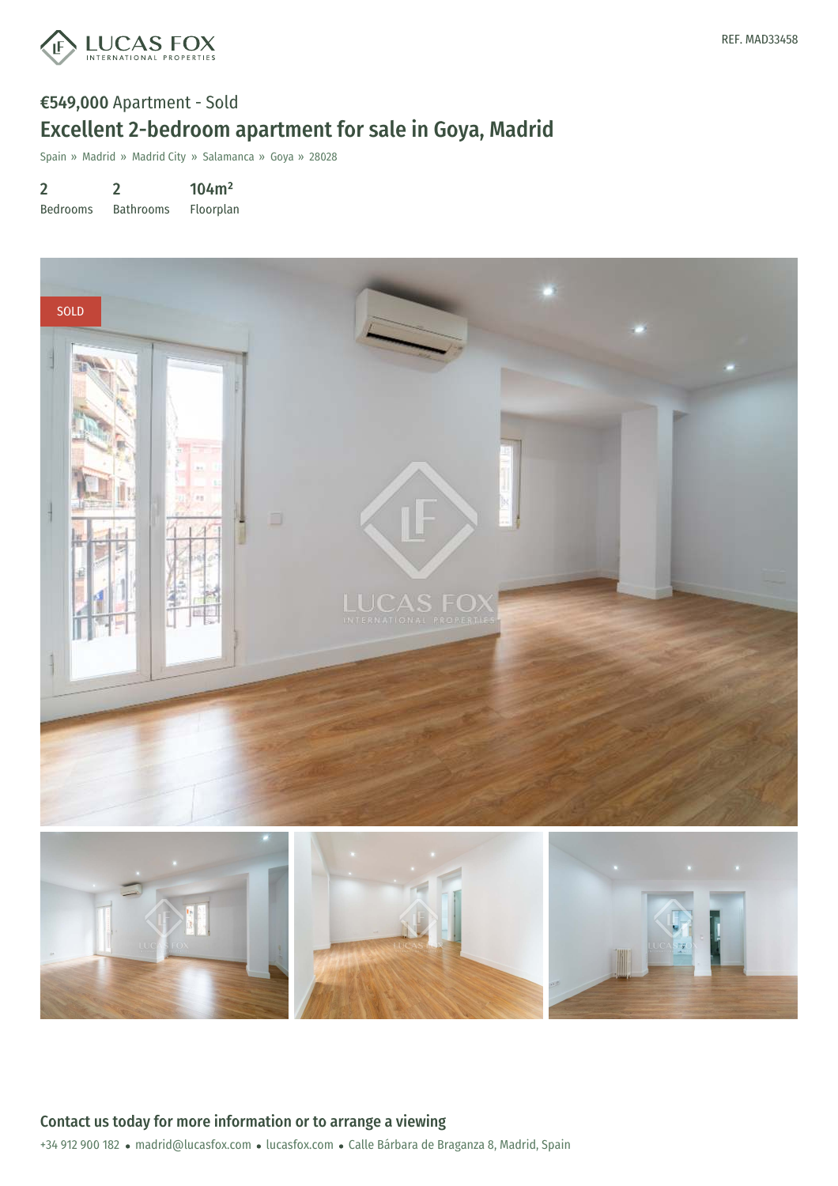REF. MAD33458

**€549,000** Apartment - Sold

# Excellent 2-bedroom apartment for sale in Goya, Madrid

Spain » Madrid » Madrid City » Salamanca » Goya » 28028

| 2 | 2 | 104m² |
|---|---|---|
| Bedrooms | Bathrooms | Floorplan |

SOLD

## Contact us today for more information or to arrange a viewing

+34 912 900 182 • madrid@lucasfox.com • lucasfox.com • Calle Bárbara de Braganza 8, Madrid, Spain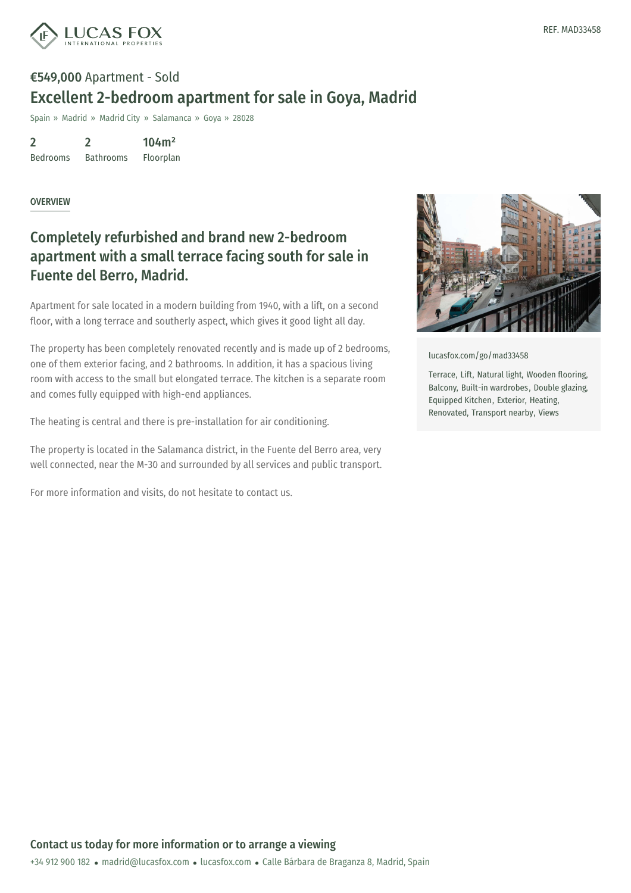REF. MAD33458

**€549,000** Apartment - Sold

# Excellent 2-bedroom apartment for sale in Goya, Madrid

Spain » Madrid » Madrid City » Salamanca » Goya » 28028

| 2 | 2 | 104m² |
|---|---|---|
| Bedrooms | Bathrooms | Floorplan |

## OVERVIEW

## Completely refurbished and brand new 2-bedroom apartment with a small terrace facing south for sale in Fuente del Berro, Madrid.

Apartment for sale located in a modern building from 1940, with a lift, on a second floor, with a long terrace and southerly aspect, which gives it good light all day.

The property has been completely renovated recently and is made up of 2 bedrooms, one of them exterior facing, and 2 bathrooms. In addition, it has a spacious living room with access to the small but elongated terrace. The kitchen is a separate room and comes fully equipped with high-end appliances.

The heating is central and there is pre-installation for air conditioning.

The property is located in the Salamanca district, in the Fuente del Berro area, very well connected, near the M-30 and surrounded by all services and public transport.

For more information and visits, do not hesitate to contact us.

lucasfox.com/go/mad33458

Terrace, Lift, Natural light, Wooden flooring, Balcony, Built-in wardrobes, Double glazing, Equipped Kitchen, Exterior, Heating, Renovated, Transport nearby, Views

**Contact us today for more information or to arrange a viewing**

+34 912 900 182 • madrid@lucasfox.com • lucasfox.com • Calle Bárbara de Braganza 8, Madrid, Spain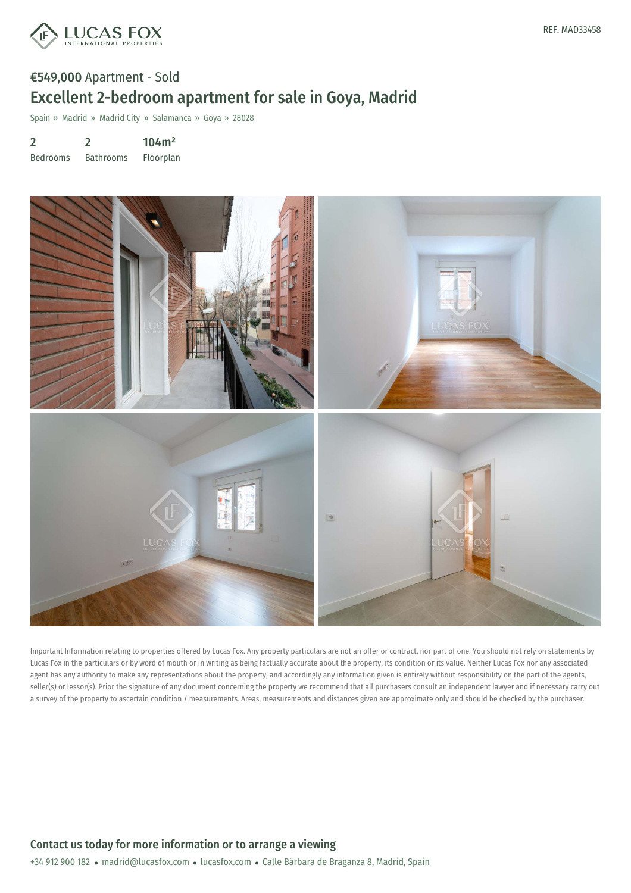REF. MAD33458

**€549,000** Apartment - Sold

# Excellent 2-bedroom apartment for sale in Goya, Madrid

Spain » Madrid » Madrid City » Salamanca » Goya » 28028

| | | |
|---|---|---|
| 2 | 2 | 104m² |
| Bedrooms | Bathrooms | Floorplan |

Important Information relating to properties offered by Lucas Fox. Any property particulars are not an offer or contract, nor part of one. You should not rely on statements by Lucas Fox in the particulars or by word of mouth or in writing as being factually accurate about the property, its condition or its value. Neither Lucas Fox nor any associated agent has any authority to make any representations about the property, and accordingly any information given is entirely without responsibility on the part of the agents, seller(s) or lessor(s). Prior the signature of any document concerning the property we recommend that all purchasers consult an independent lawyer and if necessary carry out a survey of the property to ascertain condition / measurements. Areas, measurements and distances given are approximate only and should be checked by the purchaser.

## Contact us today for more information or to arrange a viewing

+34 912 900 182 • madrid@lucasfox.com • lucasfox.com • Calle Bárbara de Braganza 8, Madrid, Spain